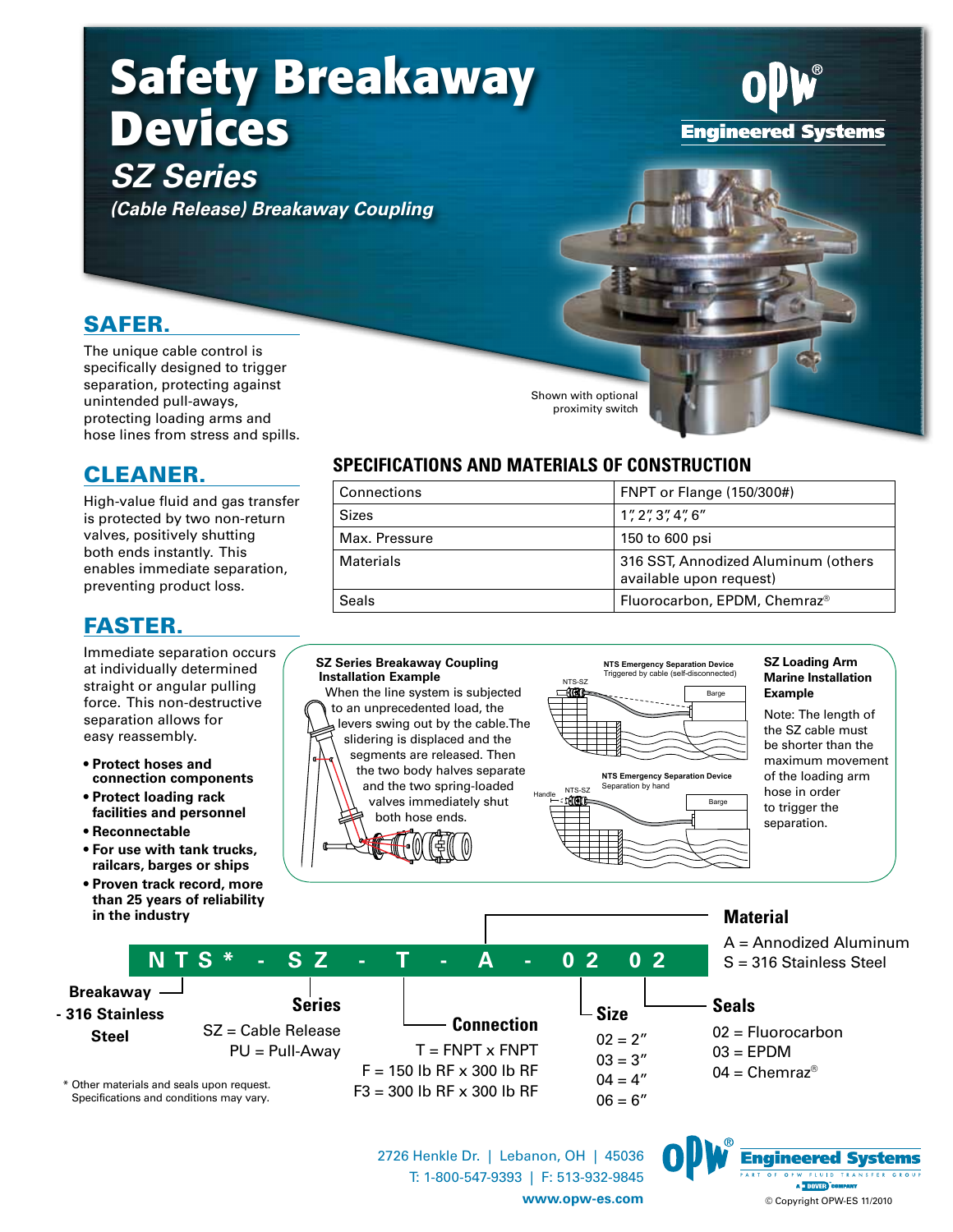# Safety Breakaway Devices

## SZ Series

***(Cable Release) Breakaway Coupling***

OPW® Engineered Systems

Shown with optional proximity switch

## SAFER.

The unique cable control is specifically designed to trigger separation, protecting against unintended pull-aways, protecting loading arms and hose lines from stress and spills.

## CLEANER.

High-value fluid and gas transfer is protected by two non-return valves, positively shutting both ends instantly. This enables immediate separation, preventing product loss.

## FASTER.

Immediate separation occurs at individually determined straight or angular pulling force. This non-destructive separation allows for easy reassembly.

- **Protect hoses and connection components**
- **Protect loading rack facilities and personnel**
- **Reconnectable**
- **For use with tank trucks, railcars, barges or ships**
- **Proven track record, more than 25 years of reliability in the industry**

## SPECIFICATIONS AND MATERIALS OF CONSTRUCTION

| | |
|---|---|
| Connections | FNPT or Flange (150/300#) |
| Sizes | 1", 2", 3", 4", 6" |
| Max. Pressure | 150 to 600 psi |
| Materials | 316 SST, Annodized Aluminum (others available upon request) |
| Seals | Fluorocarbon, EPDM, Chemraz® |

**SZ Series Breakaway Coupling Installation Example**

When the line system is subjected to an unprecedented load, the levers swing out by the cable.The slidering is displaced and the segments are released. Then the two body halves separate and the two spring-loaded valves immediately shut both hose ends.

**NTS Emergency Separation Device**
Triggered by cable (self-disconnected)

NTS-SZ

Barge

**NTS Emergency Separation Device**
Separation by hand

Handle

NTS-SZ

Barge

**SZ Loading Arm Marine Installation Example**

Note: The length of the SZ cable must be shorter than the maximum movement of the loading arm hose in order to trigger the separation.

**N T S * - S Z - T - A - 0 2 0 2**

**Breakaway - 316 Stainless Steel**

**Series**
SZ = Cable Release
PU = Pull-Away

**Connection**
T = FNPT x FNPT
F = 150 lb RF x 300 lb RF
F3 = 300 lb RF x 300 lb RF

**Material**
A = Annodized Aluminum
S = 316 Stainless Steel

**Size**
02 = 2"
03 = 3"
04 = 4"
06 = 6"

**Seals**
02 = Fluorocarbon
03 = EPDM
04 = Chemraz®

\* Other materials and seals upon request. Specifications and conditions may vary.

2726 Henkle Dr. | Lebanon, OH | 45036
T: 1-800-547-9393 | F: 513-932-9845
www.opw-es.com

OPW® Engineered Systems
PART OF OPW FLUID TRANSFER GROUP
A DOVER COMPANY

© Copyright OPW-ES 11/2010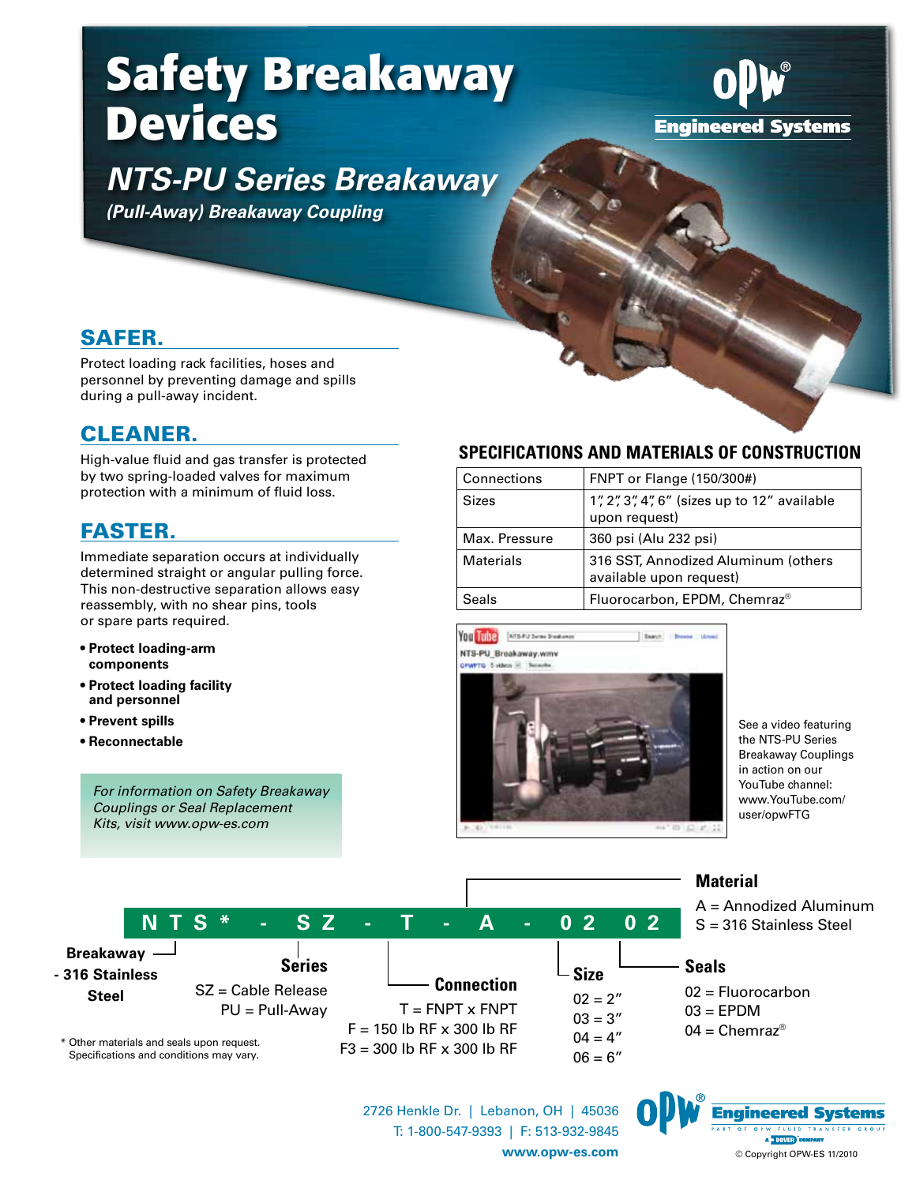# Safety Breakaway Devices

opw® Engineered Systems

## *NTS-PU Series Breakaway*

***(Pull-Away) Breakaway Coupling***

## SAFER.

Protect loading rack facilities, hoses and personnel by preventing damage and spills during a pull-away incident.

## CLEANER.

High-value fluid and gas transfer is protected by two spring-loaded valves for maximum protection with a minimum of fluid loss.

## FASTER.

Immediate separation occurs at individually determined straight or angular pulling force. This non-destructive separation allows easy reassembly, with no shear pins, tools or spare parts required.

- **Protect loading-arm components**
- **Protect loading facility and personnel**
- **Prevent spills**
- **Reconnectable**

*For information on Safety Breakaway Couplings or Seal Replacement Kits, visit www.opw-es.com*

### SPECIFICATIONS AND MATERIALS OF CONSTRUCTION

| | |
|---|---|
| Connections | FNPT or Flange (150/300#) |
| Sizes | 1", 2", 3", 4", 6" (sizes up to 12" available upon request) |
| Max. Pressure | 360 psi (Alu 232 psi) |
| Materials | 316 SST, Annodized Aluminum (others available upon request) |
| Seals | Fluorocarbon, EPDM, Chemraz® |

See a video featuring the NTS-PU Series Breakaway Couplings in action on our YouTube channel: www.YouTube.com/user/opwFTG

**N T S * - S Z - T - A - 0 2 0 2**

**Breakaway** - 316 Stainless Steel

**Series**
SZ = Cable Release
PU = Pull-Away

**Connection**
T = FNPT x FNPT
F = 150 lb RF x 300 lb RF
F3 = 300 lb RF x 300 lb RF

**Material**
A = Annodized Aluminum
S = 316 Stainless Steel

**Size**
02 = 2"
03 = 3"
04 = 4"
06 = 6"

**Seals**
02 = Fluorocarbon
03 = EPDM
04 = Chemraz®

\* Other materials and seals upon request. Specifications and conditions may vary.

2726 Henkle Dr. | Lebanon, OH | 45036
T: 1-800-547-9393 | F: 513-932-9845
www.opw-es.com

OPW® Engineered Systems — Part of OPW Fluid Transfer Group — A Dover Company

© Copyright OPW-ES 11/2010